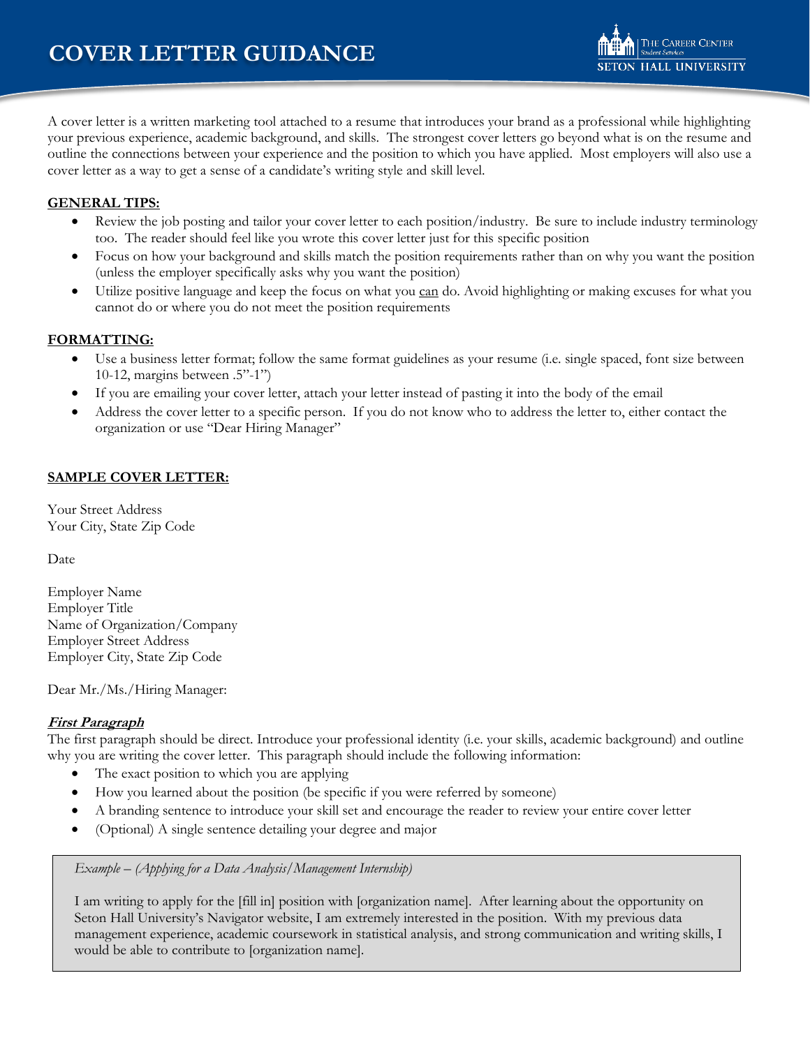# COVER LETTER GUIDANCE

THE CAREER CENTER
Student Services
SETON HALL UNIVERSITY

A cover letter is a written marketing tool attached to a resume that introduces your brand as a professional while highlighting your previous experience, academic background, and skills. The strongest cover letters go beyond what is on the resume and outline the connections between your experience and the position to which you have applied. Most employers will also use a cover letter as a way to get a sense of a candidate's writing style and skill level.

**GENERAL TIPS:**

- Review the job posting and tailor your cover letter to each position/industry. Be sure to include industry terminology too. The reader should feel like you wrote this cover letter just for this specific position
- Focus on how your background and skills match the position requirements rather than on why you want the position (unless the employer specifically asks why you want the position)
- Utilize positive language and keep the focus on what you can do. Avoid highlighting or making excuses for what you cannot do or where you do not meet the position requirements

**FORMATTING:**

- Use a business letter format; follow the same format guidelines as your resume (i.e. single spaced, font size between 10-12, margins between .5"-1")
- If you are emailing your cover letter, attach your letter instead of pasting it into the body of the email
- Address the cover letter to a specific person. If you do not know who to address the letter to, either contact the organization or use "Dear Hiring Manager"

**SAMPLE COVER LETTER:**

Your Street Address
Your City, State Zip Code

Date

Employer Name
Employer Title
Name of Organization/Company
Employer Street Address
Employer City, State Zip Code

Dear Mr./Ms./Hiring Manager:

***First Paragraph***

The first paragraph should be direct. Introduce your professional identity (i.e. your skills, academic background) and outline why you are writing the cover letter. This paragraph should include the following information:

- The exact position to which you are applying
- How you learned about the position (be specific if you were referred by someone)
- A branding sentence to introduce your skill set and encourage the reader to review your entire cover letter
- (Optional) A single sentence detailing your degree and major

> *Example – (Applying for a Data Analysis/Management Internship)*
>
> I am writing to apply for the [fill in] position with [organization name]. After learning about the opportunity on Seton Hall University's Navigator website, I am extremely interested in the position. With my previous data management experience, academic coursework in statistical analysis, and strong communication and writing skills, I would be able to contribute to [organization name].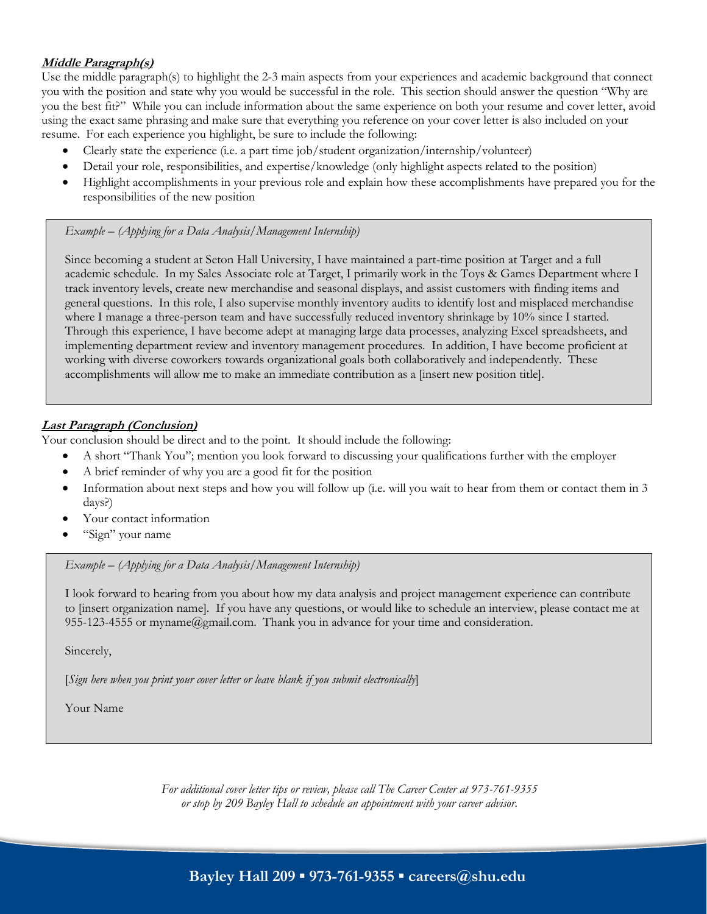### ***Middle Paragraph(s)***

Use the middle paragraph(s) to highlight the 2-3 main aspects from your experiences and academic background that connect you with the position and state why you would be successful in the role. This section should answer the question "Why are you the best fit?" While you can include information about the same experience on both your resume and cover letter, avoid using the exact same phrasing and make sure that everything you reference on your cover letter is also included on your resume. For each experience you highlight, be sure to include the following:

- Clearly state the experience (i.e. a part time job/student organization/internship/volunteer)
- Detail your role, responsibilities, and expertise/knowledge (only highlight aspects related to the position)
- Highlight accomplishments in your previous role and explain how these accomplishments have prepared you for the responsibilities of the new position

> *Example – (Applying for a Data Analysis/Management Internship)*
>
> Since becoming a student at Seton Hall University, I have maintained a part-time position at Target and a full academic schedule. In my Sales Associate role at Target, I primarily work in the Toys & Games Department where I track inventory levels, create new merchandise and seasonal displays, and assist customers with finding items and general questions. In this role, I also supervise monthly inventory audits to identify lost and misplaced merchandise where I manage a three-person team and have successfully reduced inventory shrinkage by 10% since I started. Through this experience, I have become adept at managing large data processes, analyzing Excel spreadsheets, and implementing department review and inventory management procedures. In addition, I have become proficient at working with diverse coworkers towards organizational goals both collaboratively and independently. These accomplishments will allow me to make an immediate contribution as a [insert new position title].

### ***Last Paragraph (Conclusion)***

Your conclusion should be direct and to the point. It should include the following:

- A short "Thank You"; mention you look forward to discussing your qualifications further with the employer
- A brief reminder of why you are a good fit for the position
- Information about next steps and how you will follow up (i.e. will you wait to hear from them or contact them in 3 days?)
- Your contact information
- "Sign" your name

> *Example – (Applying for a Data Analysis/Management Internship)*
>
> I look forward to hearing from you about how my data analysis and project management experience can contribute to [insert organization name]. If you have any questions, or would like to schedule an interview, please contact me at 955-123-4555 or myname@gmail.com. Thank you in advance for your time and consideration.
>
> Sincerely,
>
> [*Sign here when you print your cover letter or leave blank if you submit electronically*]
>
> Your Name

*For additional cover letter tips or review, please call The Career Center at 973-761-9355 or stop by 209 Bayley Hall to schedule an appointment with your career advisor.*

**Bayley Hall 209 ▪ 973-761-9355 ▪ careers@shu.edu**